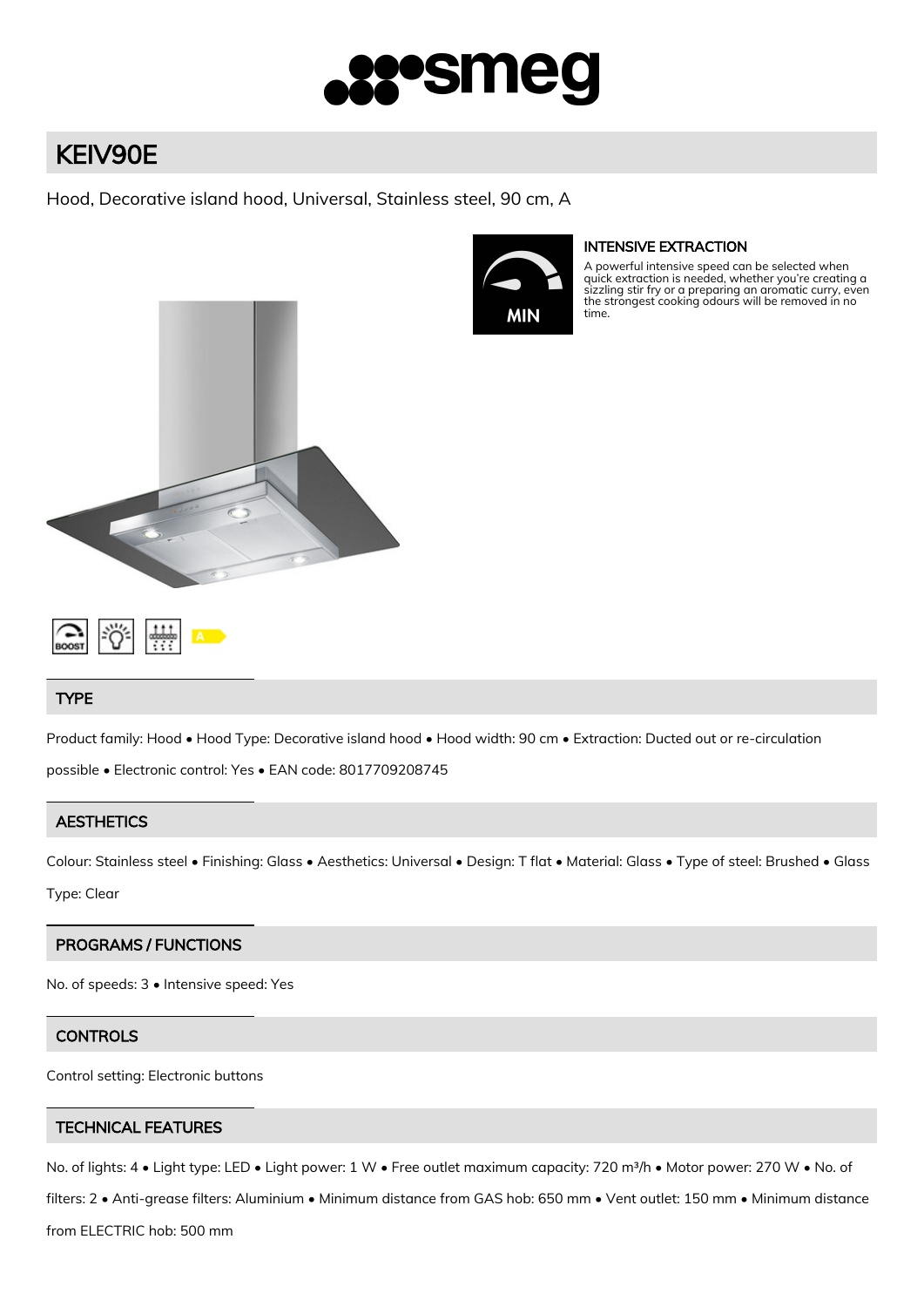# KEIV90E

Hood, Decorative island hood, Universal, Stainless steel, 90 cm, A

### INTENSIVE EXTRACTION

A powerful intensive speed can be selected when quick extraction is needed, whether you're creating a sizzling stir fry or a preparing an aromatic curry, even the strongest cooking odours will be removed in no time.

## TYPE

Product family: Hood • Hood Type: Decorative island hood • Hood width: 90 cm • Extraction: Ducted out or re-circulation possible • Electronic control: Yes • EAN code: 8017709208745

## AESTHETICS

Colour: Stainless steel • Finishing: Glass • Aesthetics: Universal • Design: T flat • Material: Glass • Type of steel: Brushed • Glass Type: Clear

## PROGRAMS / FUNCTIONS

No. of speeds: 3 • Intensive speed: Yes

## CONTROLS

Control setting: Electronic buttons

## TECHNICAL FEATURES

No. of lights: 4 • Light type: LED • Light power: 1 W • Free outlet maximum capacity: 720 m³/h • Motor power: 270 W • No. of filters: 2 • Anti-grease filters: Aluminium • Minimum distance from GAS hob: 650 mm • Vent outlet: 150 mm • Minimum distance from ELECTRIC hob: 500 mm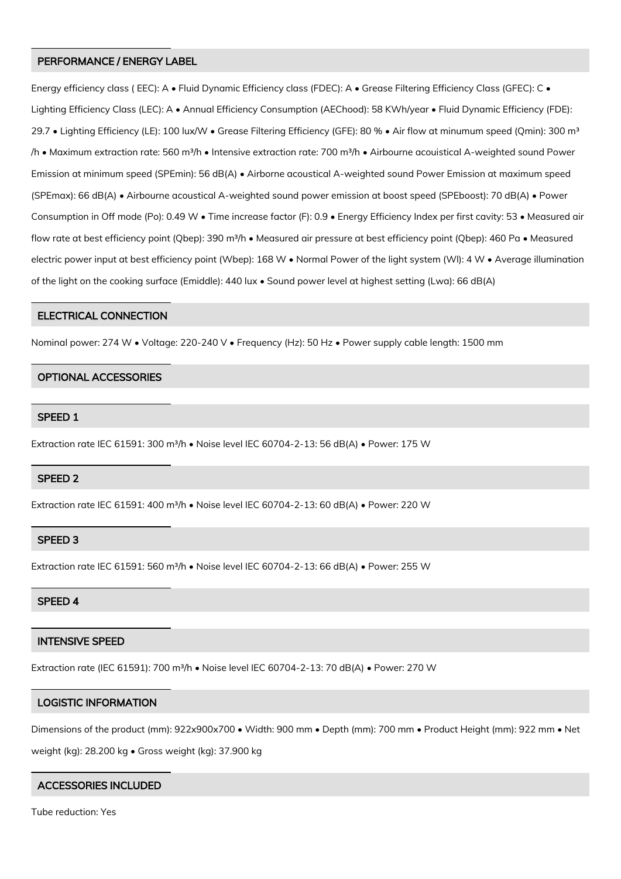## PERFORMANCE / ENERGY LABEL

Energy efficiency class ( EEC): A • Fluid Dynamic Efficiency class (FDEC): A • Grease Filtering Efficiency Class (GFEC): C • Lighting Efficiency Class (LEC): A • Annual Efficiency Consumption (AEChood): 58 KWh/year • Fluid Dynamic Efficiency (FDE): 29.7 • Lighting Efficiency (LE): 100 lux/W • Grease Filtering Efficiency (GFE): 80 % • Air flow at minumum speed (Qmin): 300 m³/h • Maximum extraction rate: 560 m³/h • Intensive extraction rate: 700 m³/h • Airbourne acouistical A-weighted sound Power Emission at minimum speed (SPEmin): 56 dB(A) • Airborne acoustical A-weighted sound Power Emission at maximum speed (SPEmax): 66 dB(A) • Airbourne acoustical A-weighted sound power emission at boost speed (SPEboost): 70 dB(A) • Power Consumption in Off mode (Po): 0.49 W • Time increase factor (F): 0.9 • Energy Efficiency Index per first cavity: 53 • Measured air flow rate at best efficiency point (Qbep): 390 m³/h • Measured air pressure at best efficiency point (Qbep): 460 Pa • Measured electric power input at best efficiency point (Wbep): 168 W • Normal Power of the light system (Wl): 4 W • Average illumination of the light on the cooking surface (Emiddle): 440 lux • Sound power level at highest setting (Lwa): 66 dB(A)

## ELECTRICAL CONNECTION

Nominal power: 274 W • Voltage: 220-240 V • Frequency (Hz): 50 Hz • Power supply cable length: 1500 mm

## OPTIONAL ACCESSORIES

## SPEED 1

Extraction rate IEC 61591: 300 m³/h • Noise level IEC 60704-2-13: 56 dB(A) • Power: 175 W

## SPEED 2

Extraction rate IEC 61591: 400 m³/h • Noise level IEC 60704-2-13: 60 dB(A) • Power: 220 W

## SPEED 3

Extraction rate IEC 61591: 560 m³/h • Noise level IEC 60704-2-13: 66 dB(A) • Power: 255 W

## SPEED 4

## INTENSIVE SPEED

Extraction rate (IEC 61591): 700 m³/h • Noise level IEC 60704-2-13: 70 dB(A) • Power: 270 W

## LOGISTIC INFORMATION

Dimensions of the product (mm): 922x900x700 • Width: 900 mm • Depth (mm): 700 mm • Product Height (mm): 922 mm • Net weight (kg): 28.200 kg • Gross weight (kg): 37.900 kg

## ACCESSORIES INCLUDED

Tube reduction: Yes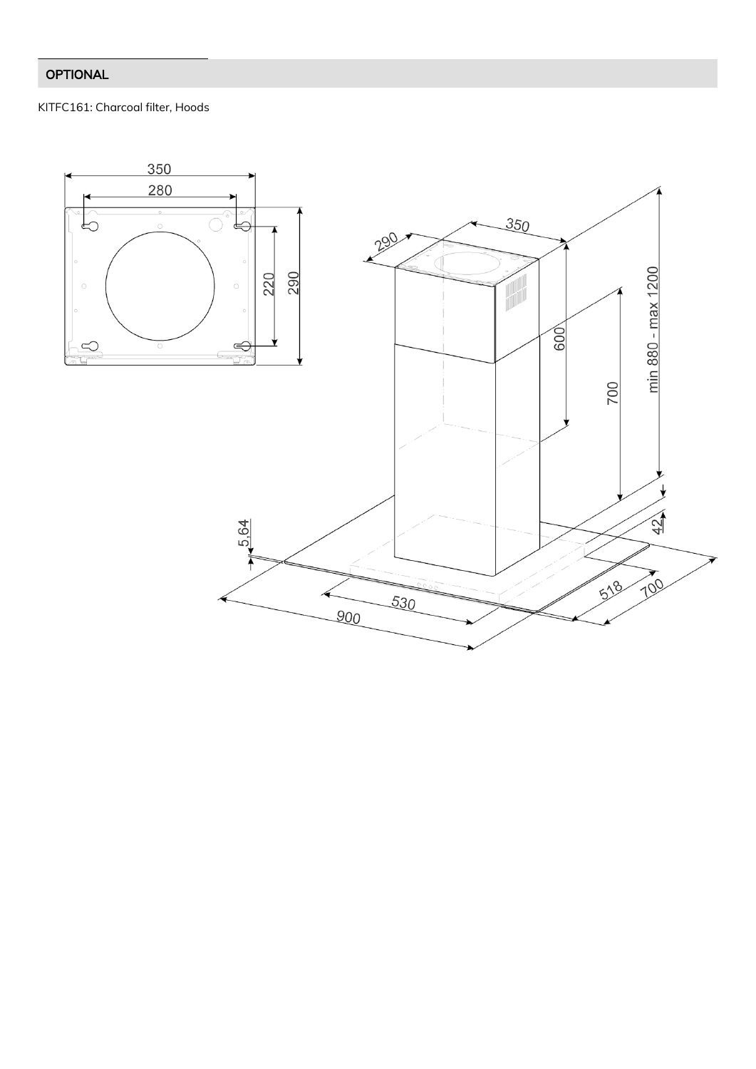## OPTIONAL

KITFC161: Charcoal filter, Hoods

350
280
220
290
290
350
600
700
min 880 - max 1200
42
5,64
530
900
518
700